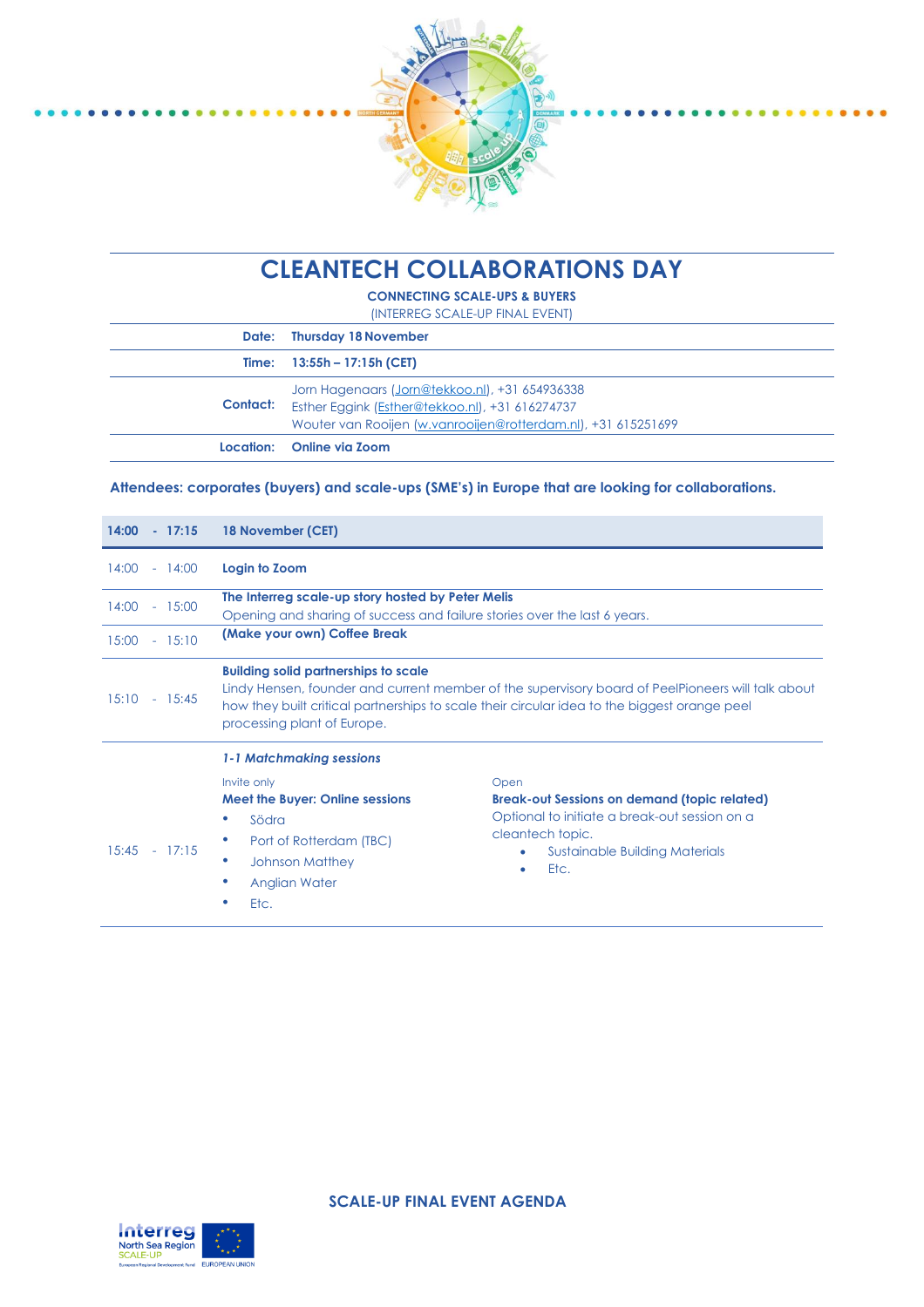# CLEANTECH COLLABORATIONS DAY

**CONNECTING SCALE-UPS & BUYERS**

(INTERREG SCALE-UP FINAL EVENT)

| | |
|---|---|
| **Date:** | **Thursday 18 November** |
| **Time:** | **13:55h – 17:15h (CET)** |
| **Contact:** | Jorn Hagenaars (Jorn@tekkoo.nl), +31 654936338<br>Esther Eggink (Esther@tekkoo.nl), +31 616274737<br>Wouter van Rooijen (w.vanrooijen@rotterdam.nl), +31 615251699 |
| **Location:** | **Online via Zoom** |

**Attendees: corporates (buyers) and scale-ups (SME's) in Europe that are looking for collaborations.**

| **14:00 - 17:15** | **18 November (CET)** | |
|---|---|---|
| 14:00 - 14:00 | **Login to Zoom** | |
| 14:00 - 15:00 | **The Interreg scale-up story hosted by Peter Melis**<br>Opening and sharing of success and failure stories over the last 6 years. | |
| 15:00 - 15:10 | **(Make your own) Coffee Break** | |
| 15:10 - 15:45 | **Building solid partnerships to scale**<br>Lindy Hensen, founder and current member of the supervisory board of PeelPioneers will talk about how they built critical partnerships to scale their circular idea to the biggest orange peel processing plant of Europe. | |
| 15:45 - 17:15 | ***1-1 Matchmaking sessions***<br>Invite only<br>**Meet the Buyer: Online sessions**<br>• Södra<br>• Port of Rotterdam (TBC)<br>• Johnson Matthey<br>• Anglian Water<br>• Etc. | Open<br>**Break-out Sessions on demand (topic related)**<br>Optional to initiate a break-out session on a cleantech topic.<br>• Sustainable Building Materials<br>• Etc. |

**SCALE-UP FINAL EVENT AGENDA**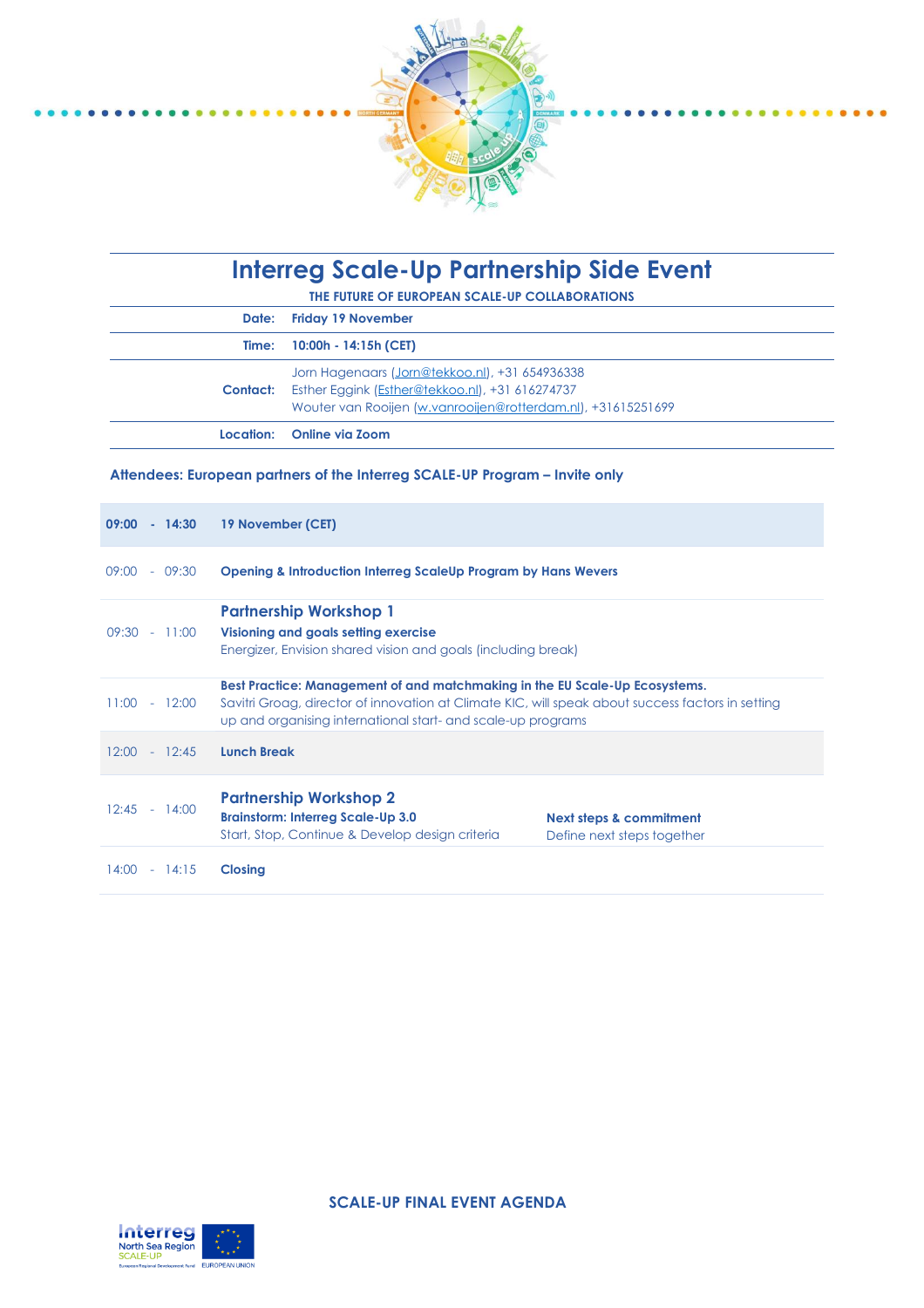# Interreg Scale-Up Partnership Side Event

**THE FUTURE OF EUROPEAN SCALE-UP COLLABORATIONS**

| | |
|---|---|
| **Date:** | **Friday 19 November** |
| **Time:** | **10:00h - 14:15h (CET)** |
| **Contact:** | Jorn Hagenaars (Jorn@tekkoo.nl), +31 654936338<br>Esther Eggink (Esther@tekkoo.nl), +31 616274737<br>Wouter van Rooijen (w.vanrooijen@rotterdam.nl), +31615251699 |
| **Location:** | **Online via Zoom** |

**Attendees: European partners of the Interreg SCALE-UP Program – Invite only**

| Time | Programme | |
|---|---|---|
| **09:00 - 14:30** | **19 November (CET)** | |
| 09:00 - 09:30 | **Opening & Introduction Interreg ScaleUp Program by Hans Wevers** | |
| 09:30 - 11:00 | **Partnership Workshop 1**<br>**Visioning and goals setting exercise**<br>Energizer, Envision shared vision and goals (including break) | |
| 11:00 - 12:00 | **Best Practice: Management of and matchmaking in the EU Scale-Up Ecosystems.**<br>Savitri Groag, director of innovation at Climate KIC, will speak about success factors in setting up and organising international start- and scale-up programs | |
| 12:00 - 12:45 | **Lunch Break** | |
| 12:45 - 14:00 | **Partnership Workshop 2**<br>**Brainstorm: Interreg Scale-Up 3.0**<br>Start, Stop, Continue & Develop design criteria | **Next steps & commitment**<br>Define next steps together |
| 14:00 - 14:15 | **Closing** | |

**SCALE-UP FINAL EVENT AGENDA**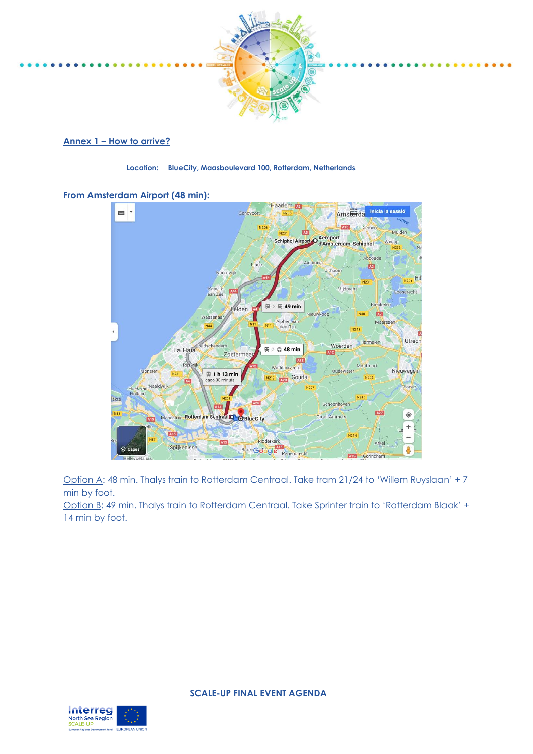## Annex 1 – How to arrive?

**Location: BlueCity, Maasboulevard 100, Rotterdam, Netherlands**

### From Amsterdam Airport (48 min):

Option A: 48 min. Thalys train to Rotterdam Centraal. Take tram 21/24 to 'Willem Ruyslaan' + 7 min by foot.

Option B: 49 min. Thalys train to Rotterdam Centraal. Take Sprinter train to 'Rotterdam Blaak' + 14 min by foot.

**SCALE-UP FINAL EVENT AGENDA**